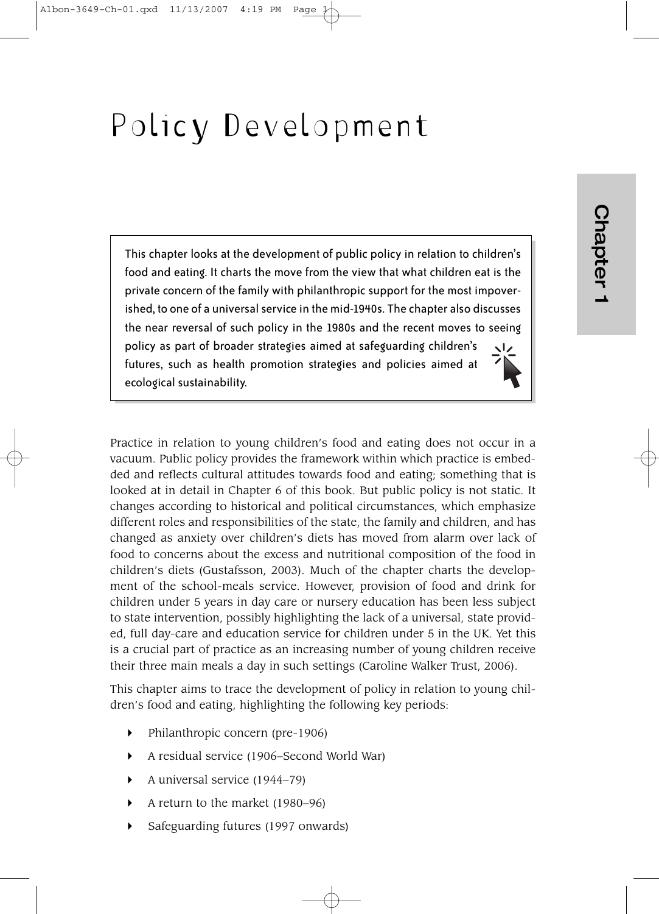# Policy Development

Chapter 1

> This chapter looks at the development of public policy in relation to children's food and eating. It charts the move from the view that what children eat is the private concern of the family with philanthropic support for the most impoverished, to one of a universal service in the mid-1940s. The chapter also discusses the near reversal of such policy in the 1980s and the recent moves to seeing policy as part of broader strategies aimed at safeguarding children's futures, such as health promotion strategies and policies aimed at ecological sustainability.

Practice in relation to young children's food and eating does not occur in a vacuum. Public policy provides the framework within which practice is embedded and reflects cultural attitudes towards food and eating; something that is looked at in detail in Chapter 6 of this book. But public policy is not static. It changes according to historical and political circumstances, which emphasize different roles and responsibilities of the state, the family and children, and has changed as anxiety over children's diets has moved from alarm over lack of food to concerns about the excess and nutritional composition of the food in children's diets (Gustafsson, 2003). Much of the chapter charts the development of the school-meals service. However, provision of food and drink for children under 5 years in day care or nursery education has been less subject to state intervention, possibly highlighting the lack of a universal, state provided, full day-care and education service for children under 5 in the UK. Yet this is a crucial part of practice as an increasing number of young children receive their three main meals a day in such settings (Caroline Walker Trust, 2006).

This chapter aims to trace the development of policy in relation to young children's food and eating, highlighting the following key periods:

- Philanthropic concern (pre-1906)
- A residual service (1906–Second World War)
- A universal service (1944–79)
- A return to the market (1980–96)
- Safeguarding futures (1997 onwards)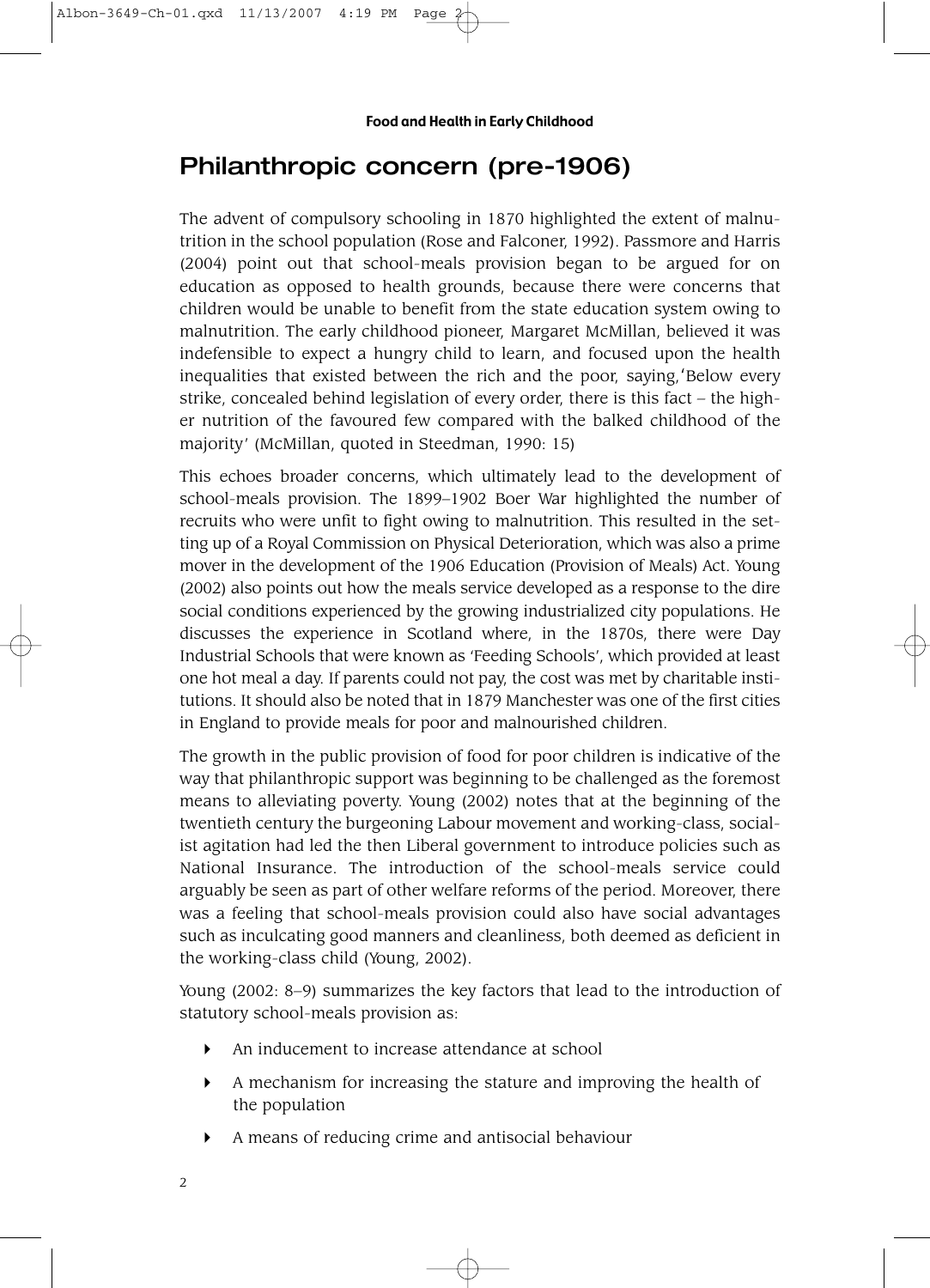## Philanthropic concern (pre-1906)

The advent of compulsory schooling in 1870 highlighted the extent of malnutrition in the school population (Rose and Falconer, 1992). Passmore and Harris (2004) point out that school-meals provision began to be argued for on education as opposed to health grounds, because there were concerns that children would be unable to benefit from the state education system owing to malnutrition. The early childhood pioneer, Margaret McMillan, believed it was indefensible to expect a hungry child to learn, and focused upon the health inequalities that existed between the rich and the poor, saying,'Below every strike, concealed behind legislation of every order, there is this fact – the higher nutrition of the favoured few compared with the balked childhood of the majority' (McMillan, quoted in Steedman, 1990: 15)

This echoes broader concerns, which ultimately lead to the development of school-meals provision. The 1899–1902 Boer War highlighted the number of recruits who were unfit to fight owing to malnutrition. This resulted in the setting up of a Royal Commission on Physical Deterioration, which was also a prime mover in the development of the 1906 Education (Provision of Meals) Act. Young (2002) also points out how the meals service developed as a response to the dire social conditions experienced by the growing industrialized city populations. He discusses the experience in Scotland where, in the 1870s, there were Day Industrial Schools that were known as 'Feeding Schools', which provided at least one hot meal a day. If parents could not pay, the cost was met by charitable institutions. It should also be noted that in 1879 Manchester was one of the first cities in England to provide meals for poor and malnourished children.

The growth in the public provision of food for poor children is indicative of the way that philanthropic support was beginning to be challenged as the foremost means to alleviating poverty. Young (2002) notes that at the beginning of the twentieth century the burgeoning Labour movement and working-class, socialist agitation had led the then Liberal government to introduce policies such as National Insurance. The introduction of the school-meals service could arguably be seen as part of other welfare reforms of the period. Moreover, there was a feeling that school-meals provision could also have social advantages such as inculcating good manners and cleanliness, both deemed as deficient in the working-class child (Young, 2002).

Young (2002: 8–9) summarizes the key factors that lead to the introduction of statutory school-meals provision as:

- An inducement to increase attendance at school
- A mechanism for increasing the stature and improving the health of the population
- A means of reducing crime and antisocial behaviour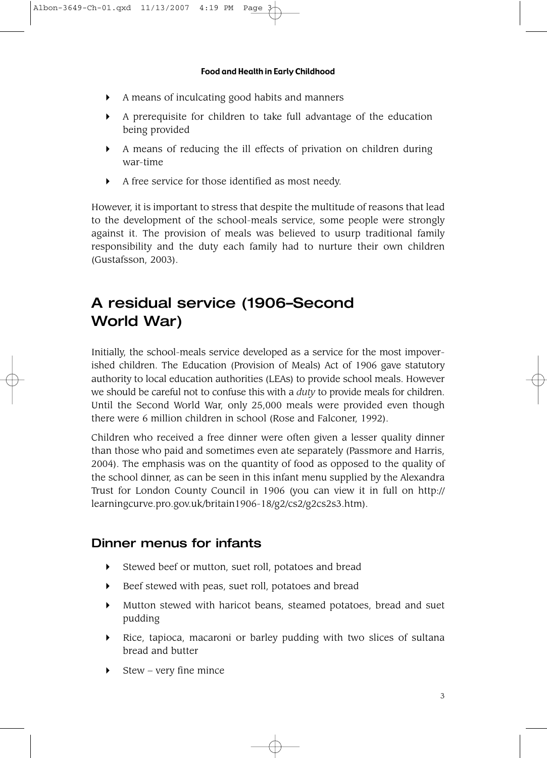- A means of inculcating good habits and manners
- A prerequisite for children to take full advantage of the education being provided
- A means of reducing the ill effects of privation on children during war-time
- A free service for those identified as most needy.

However, it is important to stress that despite the multitude of reasons that lead to the development of the school-meals service, some people were strongly against it. The provision of meals was believed to usurp traditional family responsibility and the duty each family had to nurture their own children (Gustafsson, 2003).

## A residual service (1906–Second World War)

Initially, the school-meals service developed as a service for the most impoverished children. The Education (Provision of Meals) Act of 1906 gave statutory authority to local education authorities (LEAs) to provide school meals. However we should be careful not to confuse this with a *duty* to provide meals for children. Until the Second World War, only 25,000 meals were provided even though there were 6 million children in school (Rose and Falconer, 1992).

Children who received a free dinner were often given a lesser quality dinner than those who paid and sometimes even ate separately (Passmore and Harris, 2004). The emphasis was on the quantity of food as opposed to the quality of the school dinner, as can be seen in this infant menu supplied by the Alexandra Trust for London County Council in 1906 (you can view it in full on http://learningcurve.pro.gov.uk/britain1906-18/g2/cs2/g2cs2s3.htm).

### Dinner menus for infants

- Stewed beef or mutton, suet roll, potatoes and bread
- Beef stewed with peas, suet roll, potatoes and bread
- Mutton stewed with haricot beans, steamed potatoes, bread and suet pudding
- Rice, tapioca, macaroni or barley pudding with two slices of sultana bread and butter
- Stew – very fine mince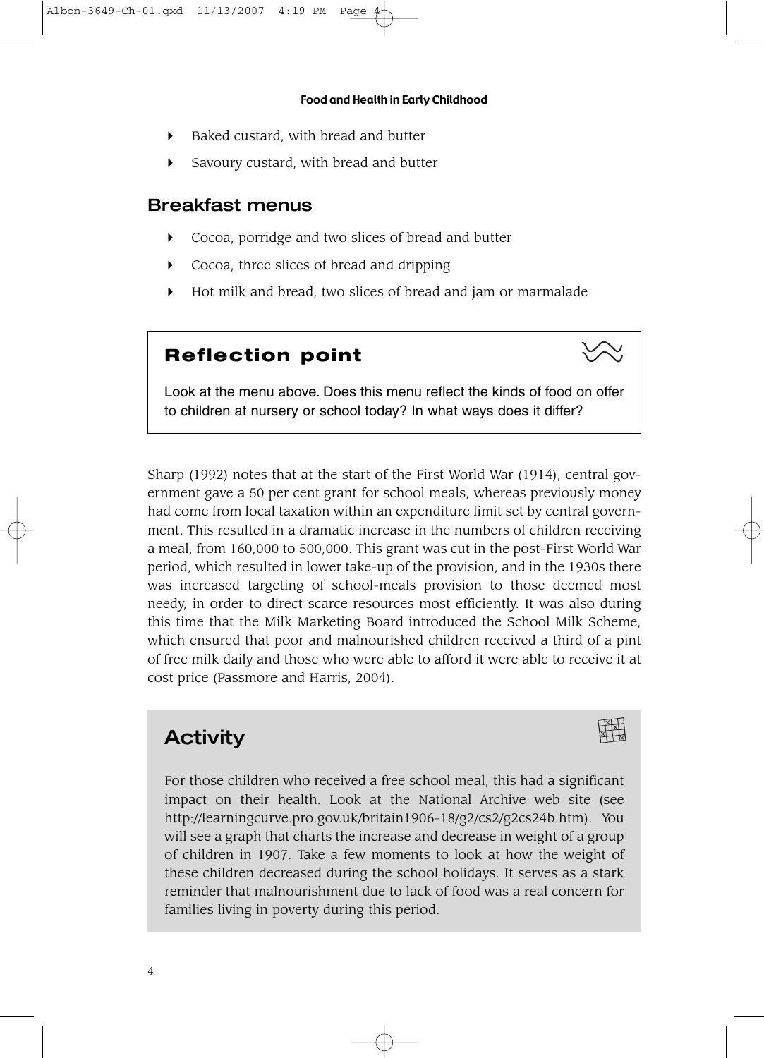- Baked custard, with bread and butter
- Savoury custard, with bread and butter

## Breakfast menus

- Cocoa, porridge and two slices of bread and butter
- Cocoa, three slices of bread and dripping
- Hot milk and bread, two slices of bread and jam or marmalade

### Reflection point

Look at the menu above. Does this menu reflect the kinds of food on offer to children at nursery or school today? In what ways does it differ?

Sharp (1992) notes that at the start of the First World War (1914), central government gave a 50 per cent grant for school meals, whereas previously money had come from local taxation within an expenditure limit set by central government. This resulted in a dramatic increase in the numbers of children receiving a meal, from 160,000 to 500,000. This grant was cut in the post-First World War period, which resulted in lower take-up of the provision, and in the 1930s there was increased targeting of school-meals provision to those deemed most needy, in order to direct scarce resources most efficiently. It was also during this time that the Milk Marketing Board introduced the School Milk Scheme, which ensured that poor and malnourished children received a third of a pint of free milk daily and those who were able to afford it were able to receive it at cost price (Passmore and Harris, 2004).

### Activity

For those children who received a free school meal, this had a significant impact on their health. Look at the National Archive web site (see http://learningcurve.pro.gov.uk/britain1906-18/g2/cs2/g2cs24b.htm). You will see a graph that charts the increase and decrease in weight of a group of children in 1907. Take a few moments to look at how the weight of these children decreased during the school holidays. It serves as a stark reminder that malnourishment due to lack of food was a real concern for families living in poverty during this period.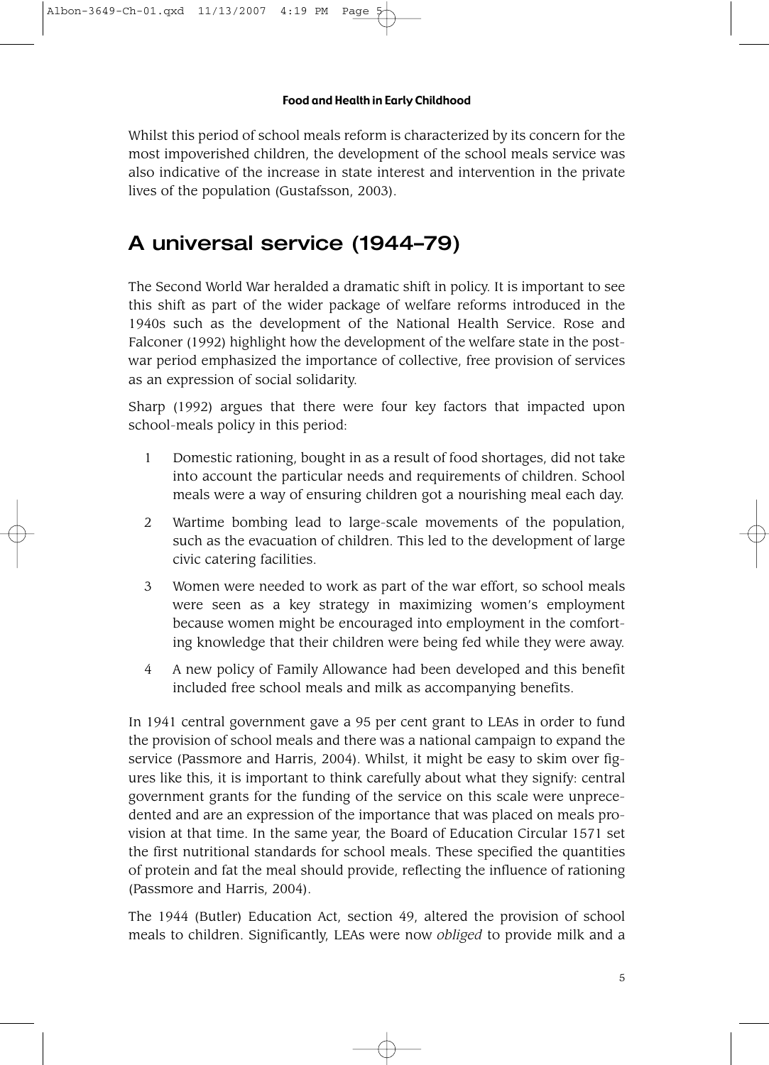Whilst this period of school meals reform is characterized by its concern for the most impoverished children, the development of the school meals service was also indicative of the increase in state interest and intervention in the private lives of the population (Gustafsson, 2003).

## A universal service (1944–79)

The Second World War heralded a dramatic shift in policy. It is important to see this shift as part of the wider package of welfare reforms introduced in the 1940s such as the development of the National Health Service. Rose and Falconer (1992) highlight how the development of the welfare state in the post-war period emphasized the importance of collective, free provision of services as an expression of social solidarity.

Sharp (1992) argues that there were four key factors that impacted upon school-meals policy in this period:

1. Domestic rationing, bought in as a result of food shortages, did not take into account the particular needs and requirements of children. School meals were a way of ensuring children got a nourishing meal each day.
2. Wartime bombing lead to large-scale movements of the population, such as the evacuation of children. This led to the development of large civic catering facilities.
3. Women were needed to work as part of the war effort, so school meals were seen as a key strategy in maximizing women's employment because women might be encouraged into employment in the comforting knowledge that their children were being fed while they were away.
4. A new policy of Family Allowance had been developed and this benefit included free school meals and milk as accompanying benefits.

In 1941 central government gave a 95 per cent grant to LEAs in order to fund the provision of school meals and there was a national campaign to expand the service (Passmore and Harris, 2004). Whilst, it might be easy to skim over figures like this, it is important to think carefully about what they signify: central government grants for the funding of the service on this scale were unprecedented and are an expression of the importance that was placed on meals provision at that time. In the same year, the Board of Education Circular 1571 set the first nutritional standards for school meals. These specified the quantities of protein and fat the meal should provide, reflecting the influence of rationing (Passmore and Harris, 2004).

The 1944 (Butler) Education Act, section 49, altered the provision of school meals to children. Significantly, LEAs were now *obliged* to provide milk and a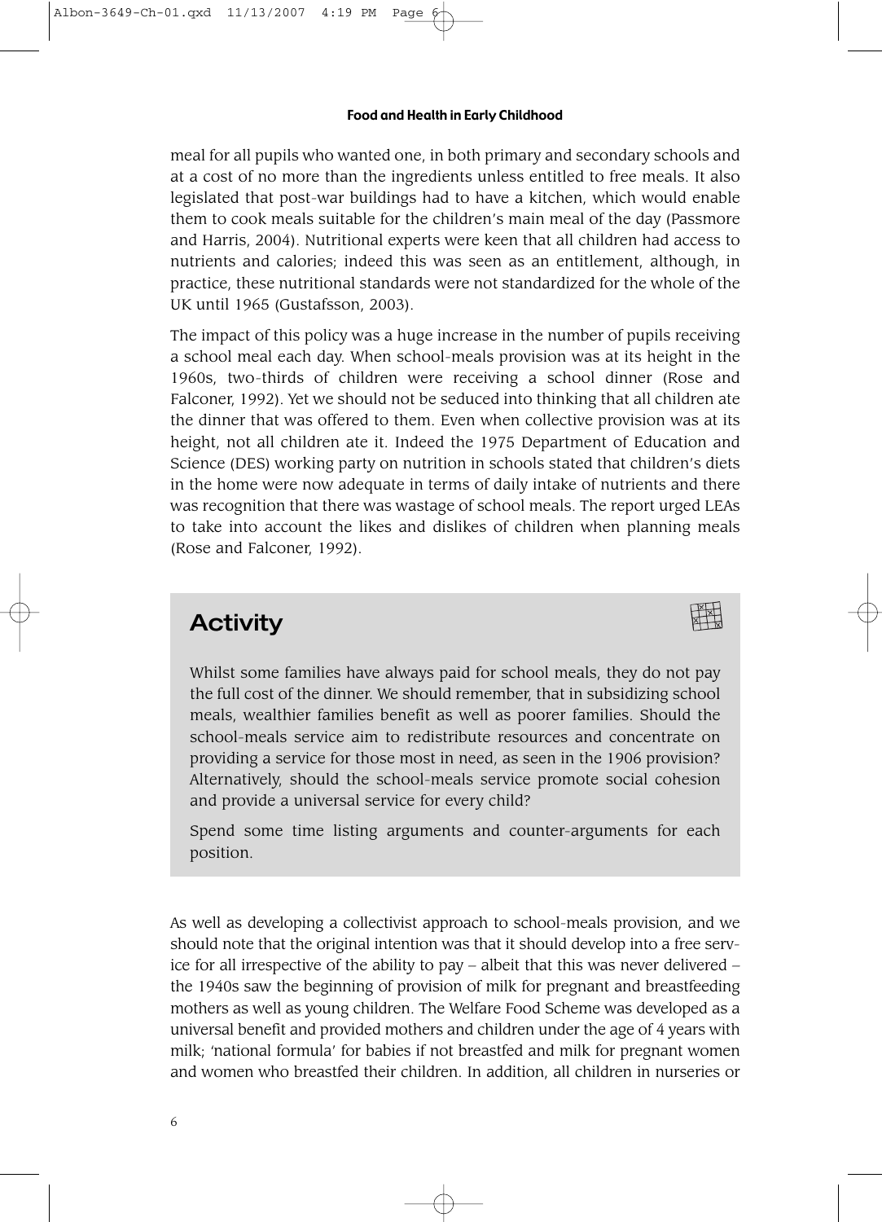meal for all pupils who wanted one, in both primary and secondary schools and at a cost of no more than the ingredients unless entitled to free meals. It also legislated that post-war buildings had to have a kitchen, which would enable them to cook meals suitable for the children's main meal of the day (Passmore and Harris, 2004). Nutritional experts were keen that all children had access to nutrients and calories; indeed this was seen as an entitlement, although, in practice, these nutritional standards were not standardized for the whole of the UK until 1965 (Gustafsson, 2003).

The impact of this policy was a huge increase in the number of pupils receiving a school meal each day. When school-meals provision was at its height in the 1960s, two-thirds of children were receiving a school dinner (Rose and Falconer, 1992). Yet we should not be seduced into thinking that all children ate the dinner that was offered to them. Even when collective provision was at its height, not all children ate it. Indeed the 1975 Department of Education and Science (DES) working party on nutrition in schools stated that children's diets in the home were now adequate in terms of daily intake of nutrients and there was recognition that there was wastage of school meals. The report urged LEAs to take into account the likes and dislikes of children when planning meals (Rose and Falconer, 1992).

## Activity

Whilst some families have always paid for school meals, they do not pay the full cost of the dinner. We should remember, that in subsidizing school meals, wealthier families benefit as well as poorer families. Should the school-meals service aim to redistribute resources and concentrate on providing a service for those most in need, as seen in the 1906 provision? Alternatively, should the school-meals service promote social cohesion and provide a universal service for every child?

Spend some time listing arguments and counter-arguments for each position.

As well as developing a collectivist approach to school-meals provision, and we should note that the original intention was that it should develop into a free service for all irrespective of the ability to pay – albeit that this was never delivered – the 1940s saw the beginning of provision of milk for pregnant and breastfeeding mothers as well as young children. The Welfare Food Scheme was developed as a universal benefit and provided mothers and children under the age of 4 years with milk; 'national formula' for babies if not breastfed and milk for pregnant women and women who breastfed their children. In addition, all children in nurseries or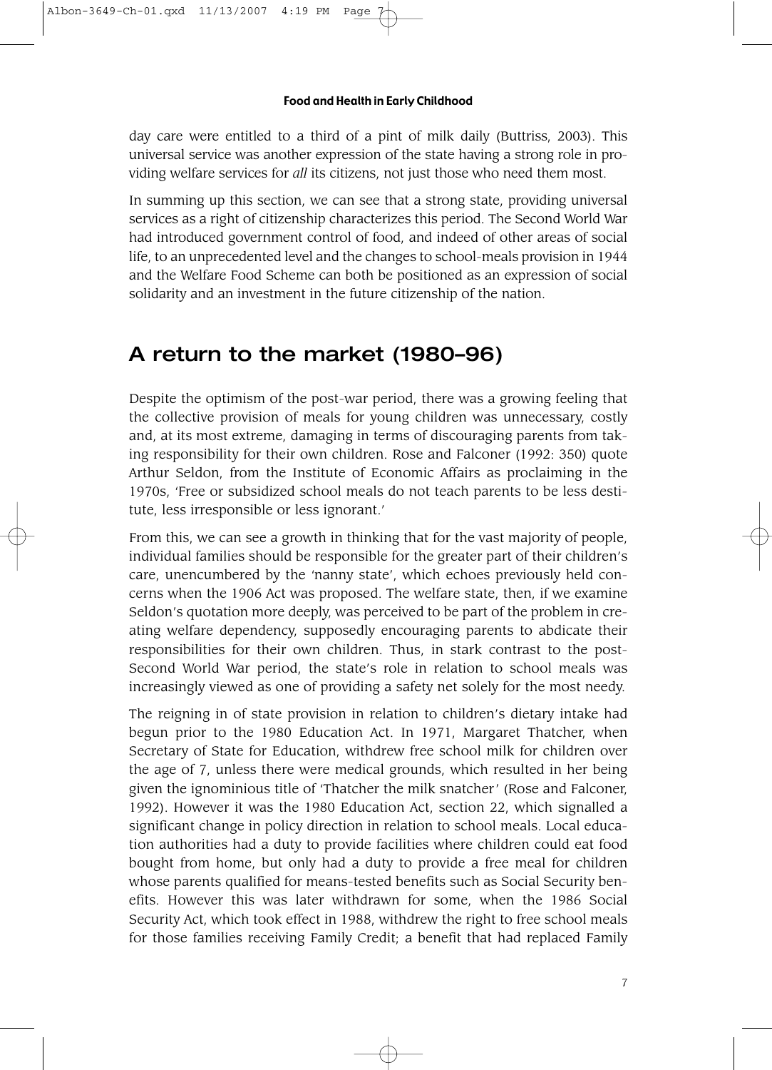day care were entitled to a third of a pint of milk daily (Buttriss, 2003). This universal service was another expression of the state having a strong role in providing welfare services for *all* its citizens, not just those who need them most.

In summing up this section, we can see that a strong state, providing universal services as a right of citizenship characterizes this period. The Second World War had introduced government control of food, and indeed of other areas of social life, to an unprecedented level and the changes to school-meals provision in 1944 and the Welfare Food Scheme can both be positioned as an expression of social solidarity and an investment in the future citizenship of the nation.

## A return to the market (1980–96)

Despite the optimism of the post-war period, there was a growing feeling that the collective provision of meals for young children was unnecessary, costly and, at its most extreme, damaging in terms of discouraging parents from taking responsibility for their own children. Rose and Falconer (1992: 350) quote Arthur Seldon, from the Institute of Economic Affairs as proclaiming in the 1970s, 'Free or subsidized school meals do not teach parents to be less destitute, less irresponsible or less ignorant.'

From this, we can see a growth in thinking that for the vast majority of people, individual families should be responsible for the greater part of their children's care, unencumbered by the 'nanny state', which echoes previously held concerns when the 1906 Act was proposed. The welfare state, then, if we examine Seldon's quotation more deeply, was perceived to be part of the problem in creating welfare dependency, supposedly encouraging parents to abdicate their responsibilities for their own children. Thus, in stark contrast to the post-Second World War period, the state's role in relation to school meals was increasingly viewed as one of providing a safety net solely for the most needy.

The reigning in of state provision in relation to children's dietary intake had begun prior to the 1980 Education Act. In 1971, Margaret Thatcher, when Secretary of State for Education, withdrew free school milk for children over the age of 7, unless there were medical grounds, which resulted in her being given the ignominious title of 'Thatcher the milk snatcher' (Rose and Falconer, 1992). However it was the 1980 Education Act, section 22, which signalled a significant change in policy direction in relation to school meals. Local education authorities had a duty to provide facilities where children could eat food bought from home, but only had a duty to provide a free meal for children whose parents qualified for means-tested benefits such as Social Security benefits. However this was later withdrawn for some, when the 1986 Social Security Act, which took effect in 1988, withdrew the right to free school meals for those families receiving Family Credit; a benefit that had replaced Family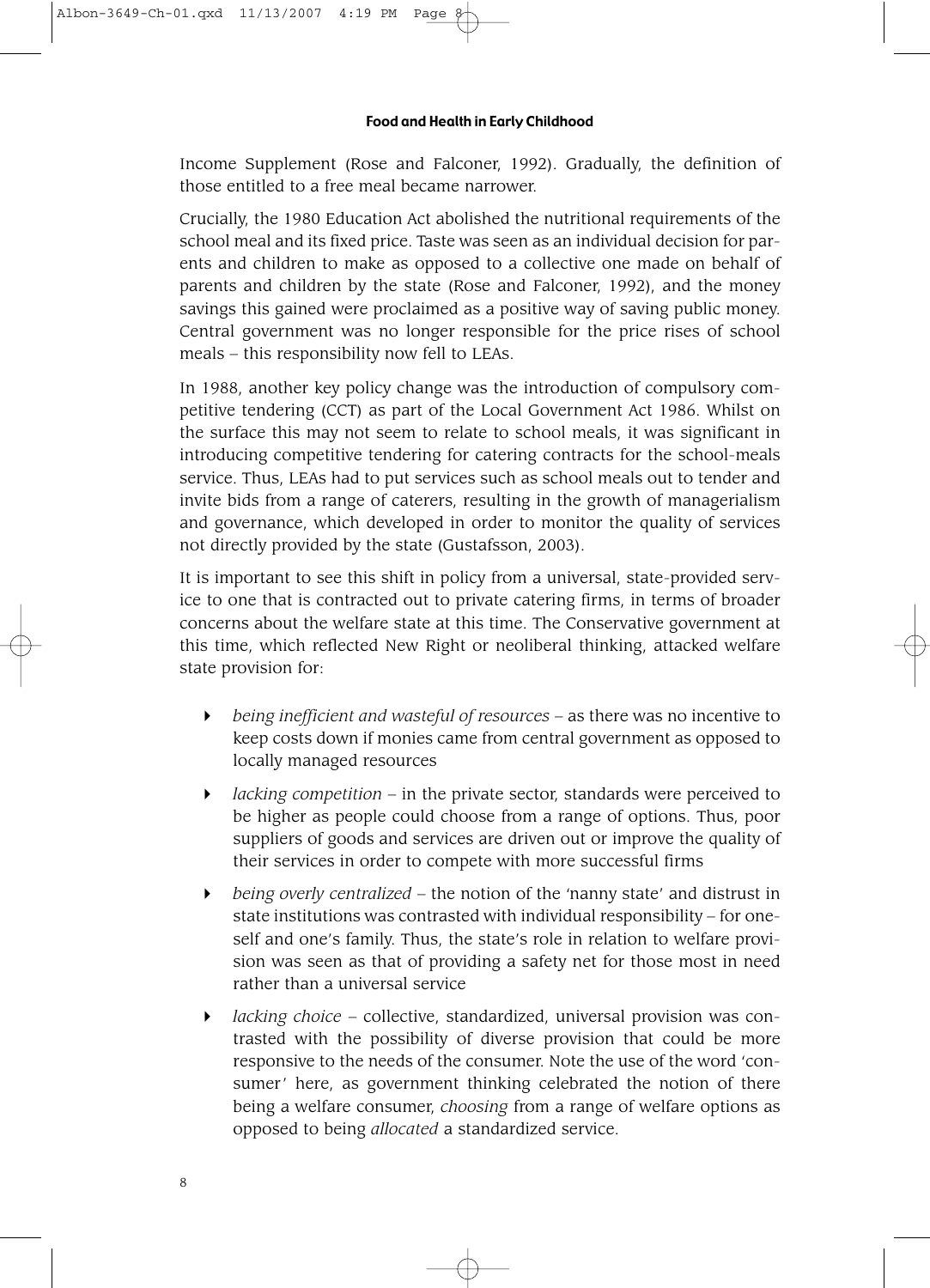Income Supplement (Rose and Falconer, 1992). Gradually, the definition of those entitled to a free meal became narrower.

Crucially, the 1980 Education Act abolished the nutritional requirements of the school meal and its fixed price. Taste was seen as an individual decision for parents and children to make as opposed to a collective one made on behalf of parents and children by the state (Rose and Falconer, 1992), and the money savings this gained were proclaimed as a positive way of saving public money. Central government was no longer responsible for the price rises of school meals – this responsibility now fell to LEAs.

In 1988, another key policy change was the introduction of compulsory competitive tendering (CCT) as part of the Local Government Act 1986. Whilst on the surface this may not seem to relate to school meals, it was significant in introducing competitive tendering for catering contracts for the school-meals service. Thus, LEAs had to put services such as school meals out to tender and invite bids from a range of caterers, resulting in the growth of managerialism and governance, which developed in order to monitor the quality of services not directly provided by the state (Gustafsson, 2003).

It is important to see this shift in policy from a universal, state-provided service to one that is contracted out to private catering firms, in terms of broader concerns about the welfare state at this time. The Conservative government at this time, which reflected New Right or neoliberal thinking, attacked welfare state provision for:

- *being inefficient and wasteful of resources* – as there was no incentive to keep costs down if monies came from central government as opposed to locally managed resources
- *lacking competition* – in the private sector, standards were perceived to be higher as people could choose from a range of options. Thus, poor suppliers of goods and services are driven out or improve the quality of their services in order to compete with more successful firms
- *being overly centralized* – the notion of the 'nanny state' and distrust in state institutions was contrasted with individual responsibility – for oneself and one's family. Thus, the state's role in relation to welfare provision was seen as that of providing a safety net for those most in need rather than a universal service
- *lacking choice* – collective, standardized, universal provision was contrasted with the possibility of diverse provision that could be more responsive to the needs of the consumer. Note the use of the word 'consumer' here, as government thinking celebrated the notion of there being a welfare consumer, *choosing* from a range of welfare options as opposed to being *allocated* a standardized service.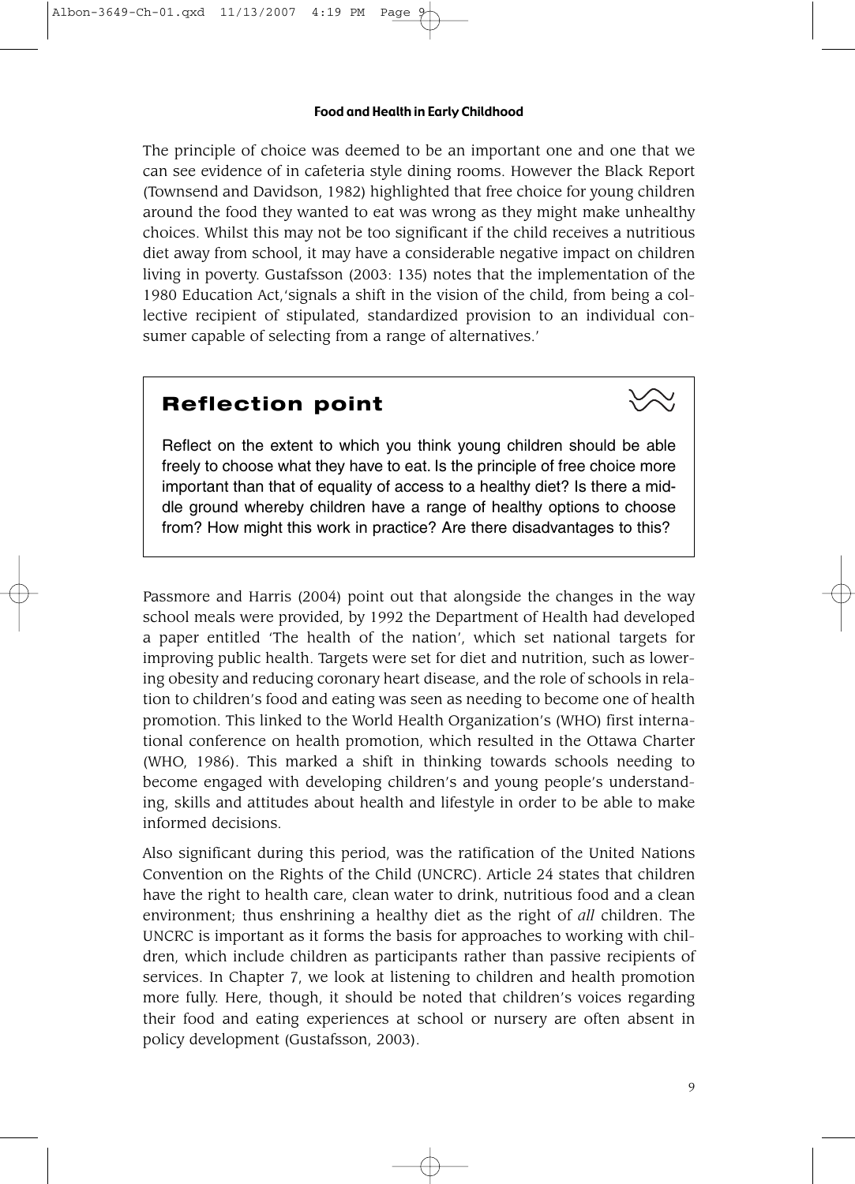The principle of choice was deemed to be an important one and one that we can see evidence of in cafeteria style dining rooms. However the Black Report (Townsend and Davidson, 1982) highlighted that free choice for young children around the food they wanted to eat was wrong as they might make unhealthy choices. Whilst this may not be too significant if the child receives a nutritious diet away from school, it may have a considerable negative impact on children living in poverty. Gustafsson (2003: 135) notes that the implementation of the 1980 Education Act,'signals a shift in the vision of the child, from being a collective recipient of stipulated, standardized provision to an individual consumer capable of selecting from a range of alternatives.'

> ## Reflection point
>
> Reflect on the extent to which you think young children should be able freely to choose what they have to eat. Is the principle of free choice more important than that of equality of access to a healthy diet? Is there a middle ground whereby children have a range of healthy options to choose from? How might this work in practice? Are there disadvantages to this?

Passmore and Harris (2004) point out that alongside the changes in the way school meals were provided, by 1992 the Department of Health had developed a paper entitled 'The health of the nation', which set national targets for improving public health. Targets were set for diet and nutrition, such as lowering obesity and reducing coronary heart disease, and the role of schools in relation to children's food and eating was seen as needing to become one of health promotion. This linked to the World Health Organization's (WHO) first international conference on health promotion, which resulted in the Ottawa Charter (WHO, 1986). This marked a shift in thinking towards schools needing to become engaged with developing children's and young people's understanding, skills and attitudes about health and lifestyle in order to be able to make informed decisions.

Also significant during this period, was the ratification of the United Nations Convention on the Rights of the Child (UNCRC). Article 24 states that children have the right to health care, clean water to drink, nutritious food and a clean environment; thus enshrining a healthy diet as the right of *all* children. The UNCRC is important as it forms the basis for approaches to working with children, which include children as participants rather than passive recipients of services. In Chapter 7, we look at listening to children and health promotion more fully. Here, though, it should be noted that children's voices regarding their food and eating experiences at school or nursery are often absent in policy development (Gustafsson, 2003).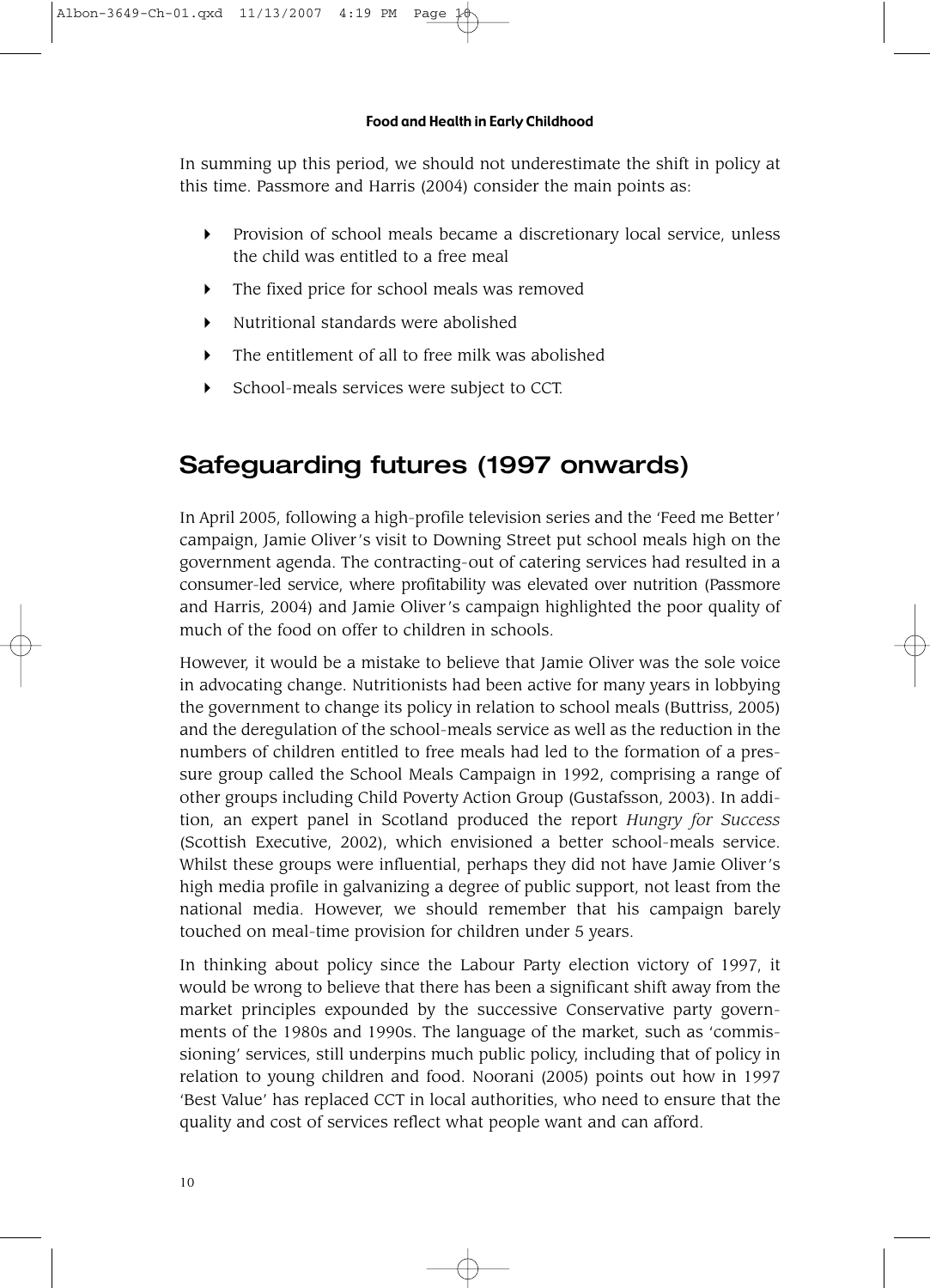In summing up this period, we should not underestimate the shift in policy at this time. Passmore and Harris (2004) consider the main points as:

- Provision of school meals became a discretionary local service, unless the child was entitled to a free meal
- The fixed price for school meals was removed
- Nutritional standards were abolished
- The entitlement of all to free milk was abolished
- School-meals services were subject to CCT.

## Safeguarding futures (1997 onwards)

In April 2005, following a high-profile television series and the 'Feed me Better' campaign, Jamie Oliver's visit to Downing Street put school meals high on the government agenda. The contracting-out of catering services had resulted in a consumer-led service, where profitability was elevated over nutrition (Passmore and Harris, 2004) and Jamie Oliver's campaign highlighted the poor quality of much of the food on offer to children in schools.

However, it would be a mistake to believe that Jamie Oliver was the sole voice in advocating change. Nutritionists had been active for many years in lobbying the government to change its policy in relation to school meals (Buttriss, 2005) and the deregulation of the school-meals service as well as the reduction in the numbers of children entitled to free meals had led to the formation of a pressure group called the School Meals Campaign in 1992, comprising a range of other groups including Child Poverty Action Group (Gustafsson, 2003). In addition, an expert panel in Scotland produced the report *Hungry for Success* (Scottish Executive, 2002), which envisioned a better school-meals service. Whilst these groups were influential, perhaps they did not have Jamie Oliver's high media profile in galvanizing a degree of public support, not least from the national media. However, we should remember that his campaign barely touched on meal-time provision for children under 5 years.

In thinking about policy since the Labour Party election victory of 1997, it would be wrong to believe that there has been a significant shift away from the market principles expounded by the successive Conservative party governments of the 1980s and 1990s. The language of the market, such as 'commissioning' services, still underpins much public policy, including that of policy in relation to young children and food. Noorani (2005) points out how in 1997 'Best Value' has replaced CCT in local authorities, who need to ensure that the quality and cost of services reflect what people want and can afford.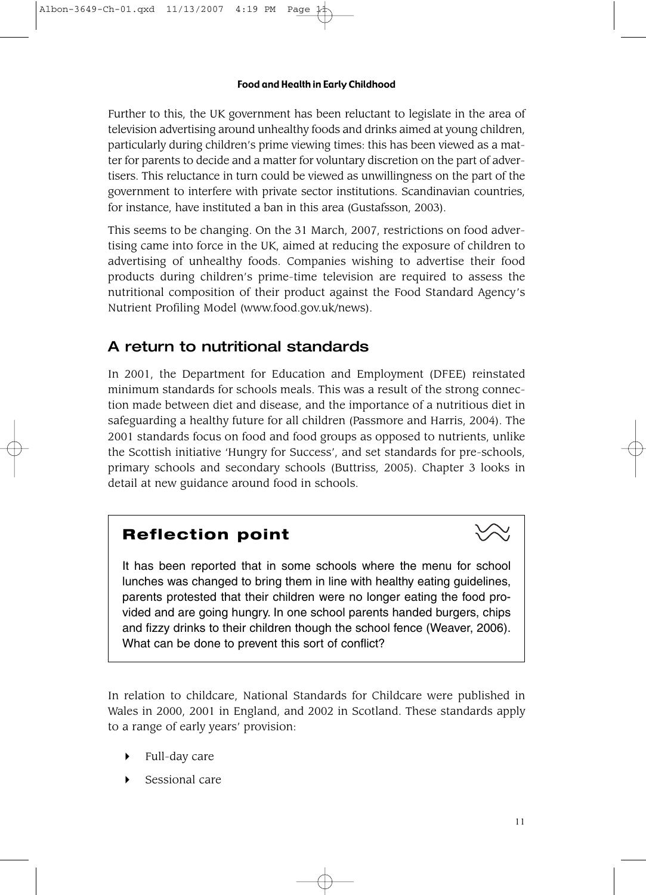Further to this, the UK government has been reluctant to legislate in the area of television advertising around unhealthy foods and drinks aimed at young children, particularly during children's prime viewing times: this has been viewed as a matter for parents to decide and a matter for voluntary discretion on the part of advertisers. This reluctance in turn could be viewed as unwillingness on the part of the government to interfere with private sector institutions. Scandinavian countries, for instance, have instituted a ban in this area (Gustafsson, 2003).

This seems to be changing. On the 31 March, 2007, restrictions on food advertising came into force in the UK, aimed at reducing the exposure of children to advertising of unhealthy foods. Companies wishing to advertise their food products during children's prime-time television are required to assess the nutritional composition of their product against the Food Standard Agency's Nutrient Profiling Model (www.food.gov.uk/news).

## A return to nutritional standards

In 2001, the Department for Education and Employment (DFEE) reinstated minimum standards for schools meals. This was a result of the strong connection made between diet and disease, and the importance of a nutritious diet in safeguarding a healthy future for all children (Passmore and Harris, 2004). The 2001 standards focus on food and food groups as opposed to nutrients, unlike the Scottish initiative 'Hungry for Success', and set standards for pre-schools, primary schools and secondary schools (Buttriss, 2005). Chapter 3 looks in detail at new guidance around food in schools.

> ### Reflection point
>
> It has been reported that in some schools where the menu for school lunches was changed to bring them in line with healthy eating guidelines, parents protested that their children were no longer eating the food provided and are going hungry. In one school parents handed burgers, chips and fizzy drinks to their children though the school fence (Weaver, 2006). What can be done to prevent this sort of conflict?

In relation to childcare, National Standards for Childcare were published in Wales in 2000, 2001 in England, and 2002 in Scotland. These standards apply to a range of early years' provision:

- Full-day care
- Sessional care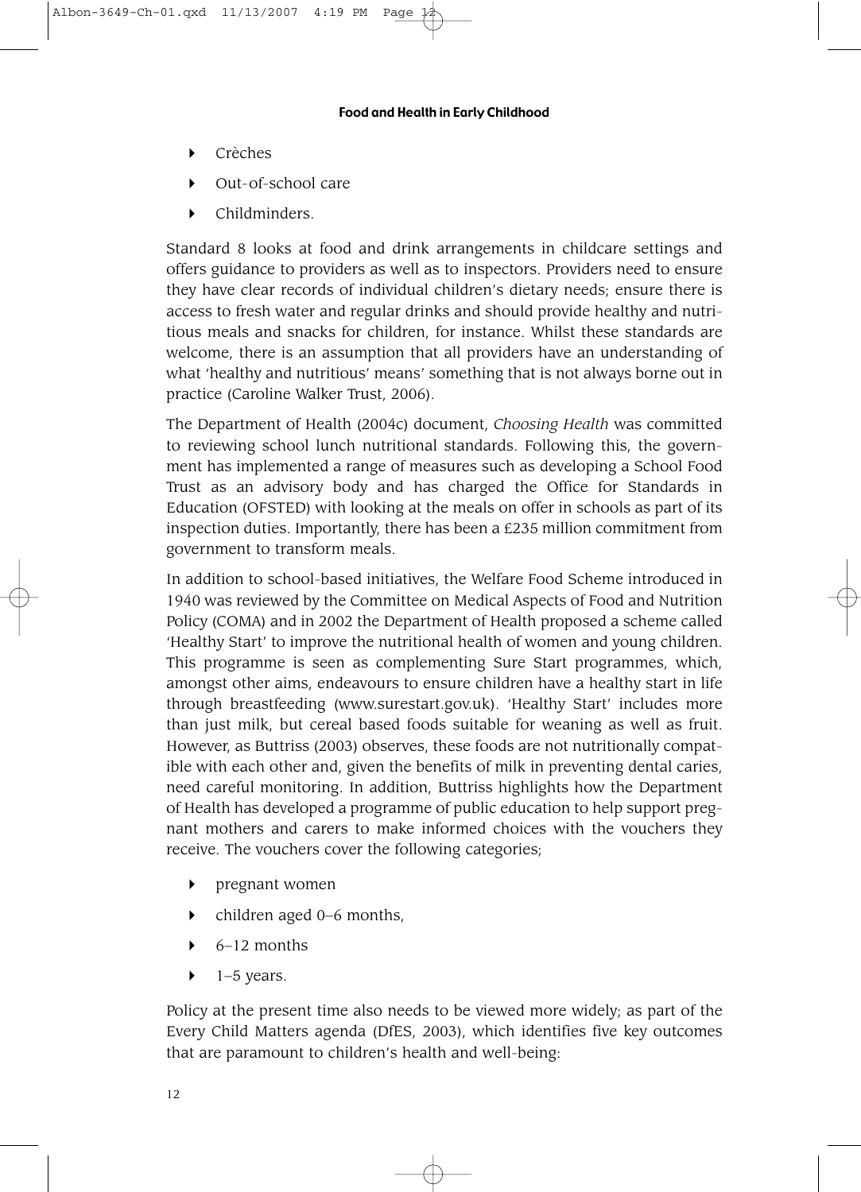- Crèches
- Out-of-school care
- Childminders.

Standard 8 looks at food and drink arrangements in childcare settings and offers guidance to providers as well as to inspectors. Providers need to ensure they have clear records of individual children's dietary needs; ensure there is access to fresh water and regular drinks and should provide healthy and nutritious meals and snacks for children, for instance. Whilst these standards are welcome, there is an assumption that all providers have an understanding of what 'healthy and nutritious' means' something that is not always borne out in practice (Caroline Walker Trust, 2006).

The Department of Health (2004c) document, *Choosing Health* was committed to reviewing school lunch nutritional standards. Following this, the government has implemented a range of measures such as developing a School Food Trust as an advisory body and has charged the Office for Standards in Education (OFSTED) with looking at the meals on offer in schools as part of its inspection duties. Importantly, there has been a £235 million commitment from government to transform meals.

In addition to school-based initiatives, the Welfare Food Scheme introduced in 1940 was reviewed by the Committee on Medical Aspects of Food and Nutrition Policy (COMA) and in 2002 the Department of Health proposed a scheme called 'Healthy Start' to improve the nutritional health of women and young children. This programme is seen as complementing Sure Start programmes, which, amongst other aims, endeavours to ensure children have a healthy start in life through breastfeeding (www.surestart.gov.uk). 'Healthy Start' includes more than just milk, but cereal based foods suitable for weaning as well as fruit. However, as Buttriss (2003) observes, these foods are not nutritionally compatible with each other and, given the benefits of milk in preventing dental caries, need careful monitoring. In addition, Buttriss highlights how the Department of Health has developed a programme of public education to help support pregnant mothers and carers to make informed choices with the vouchers they receive. The vouchers cover the following categories;

- pregnant women
- children aged 0–6 months,
- 6–12 months
- 1–5 years.

Policy at the present time also needs to be viewed more widely; as part of the Every Child Matters agenda (DfES, 2003), which identifies five key outcomes that are paramount to children's health and well-being: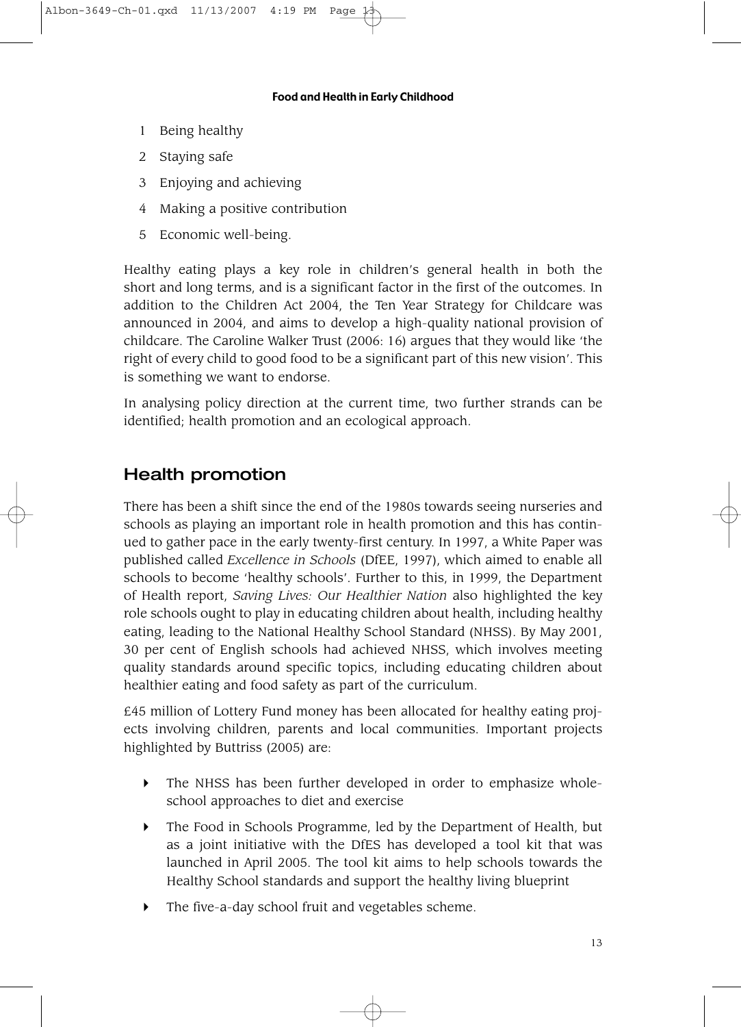1 Being healthy
2 Staying safe
3 Enjoying and achieving
4 Making a positive contribution
5 Economic well-being.

Healthy eating plays a key role in children's general health in both the short and long terms, and is a significant factor in the first of the outcomes. In addition to the Children Act 2004, the Ten Year Strategy for Childcare was announced in 2004, and aims to develop a high-quality national provision of childcare. The Caroline Walker Trust (2006: 16) argues that they would like 'the right of every child to good food to be a significant part of this new vision'. This is something we want to endorse.

In analysing policy direction at the current time, two further strands can be identified; health promotion and an ecological approach.

## Health promotion

There has been a shift since the end of the 1980s towards seeing nurseries and schools as playing an important role in health promotion and this has continued to gather pace in the early twenty-first century. In 1997, a White Paper was published called *Excellence in Schools* (DfEE, 1997), which aimed to enable all schools to become 'healthy schools'. Further to this, in 1999, the Department of Health report, *Saving Lives: Our Healthier Nation* also highlighted the key role schools ought to play in educating children about health, including healthy eating, leading to the National Healthy School Standard (NHSS). By May 2001, 30 per cent of English schools had achieved NHSS, which involves meeting quality standards around specific topics, including educating children about healthier eating and food safety as part of the curriculum.

£45 million of Lottery Fund money has been allocated for healthy eating projects involving children, parents and local communities. Important projects highlighted by Buttriss (2005) are:

- The NHSS has been further developed in order to emphasize whole-school approaches to diet and exercise
- The Food in Schools Programme, led by the Department of Health, but as a joint initiative with the DfES has developed a tool kit that was launched in April 2005. The tool kit aims to help schools towards the Healthy School standards and support the healthy living blueprint
- The five-a-day school fruit and vegetables scheme.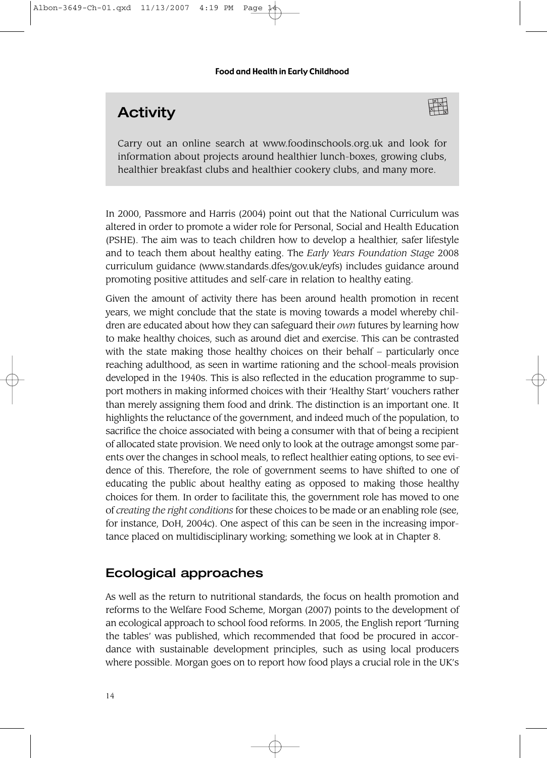## Activity

Carry out an online search at www.foodinschools.org.uk and look for information about projects around healthier lunch-boxes, growing clubs, healthier breakfast clubs and healthier cookery clubs, and many more.

In 2000, Passmore and Harris (2004) point out that the National Curriculum was altered in order to promote a wider role for Personal, Social and Health Education (PSHE). The aim was to teach children how to develop a healthier, safer lifestyle and to teach them about healthy eating. The *Early Years Foundation Stage* 2008 curriculum guidance (www.standards.dfes/gov.uk/eyfs) includes guidance around promoting positive attitudes and self-care in relation to healthy eating.

Given the amount of activity there has been around health promotion in recent years, we might conclude that the state is moving towards a model whereby children are educated about how they can safeguard their *own* futures by learning how to make healthy choices, such as around diet and exercise. This can be contrasted with the state making those healthy choices on their behalf – particularly once reaching adulthood, as seen in wartime rationing and the school-meals provision developed in the 1940s. This is also reflected in the education programme to support mothers in making informed choices with their 'Healthy Start' vouchers rather than merely assigning them food and drink. The distinction is an important one. It highlights the reluctance of the government, and indeed much of the population, to sacrifice the choice associated with being a consumer with that of being a recipient of allocated state provision. We need only to look at the outrage amongst some parents over the changes in school meals, to reflect healthier eating options, to see evidence of this. Therefore, the role of government seems to have shifted to one of educating the public about healthy eating as opposed to making those healthy choices for them. In order to facilitate this, the government role has moved to one of *creating the right conditions* for these choices to be made or an enabling role (see, for instance, DoH, 2004c). One aspect of this can be seen in the increasing importance placed on multidisciplinary working; something we look at in Chapter 8.

## Ecological approaches

As well as the return to nutritional standards, the focus on health promotion and reforms to the Welfare Food Scheme, Morgan (2007) points to the development of an ecological approach to school food reforms. In 2005, the English report 'Turning the tables' was published, which recommended that food be procured in accordance with sustainable development principles, such as using local producers where possible. Morgan goes on to report how food plays a crucial role in the UK's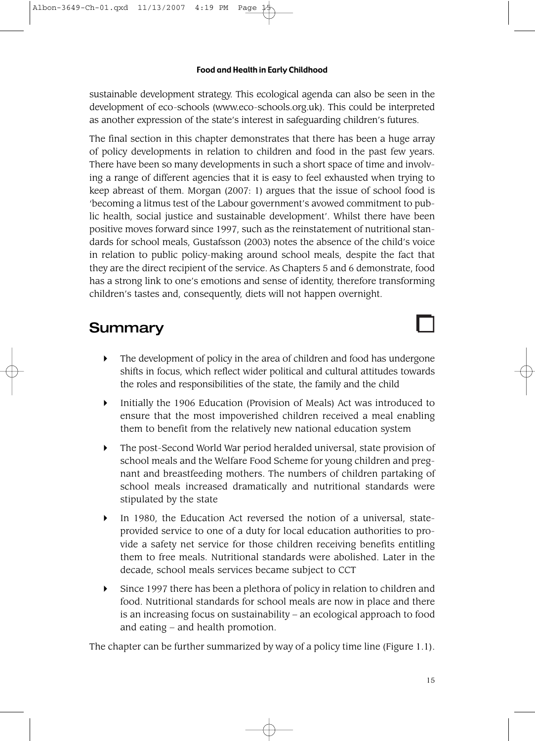sustainable development strategy. This ecological agenda can also be seen in the development of eco-schools (www.eco-schools.org.uk). This could be interpreted as another expression of the state's interest in safeguarding children's futures.

The final section in this chapter demonstrates that there has been a huge array of policy developments in relation to children and food in the past few years. There have been so many developments in such a short space of time and involving a range of different agencies that it is easy to feel exhausted when trying to keep abreast of them. Morgan (2007: 1) argues that the issue of school food is 'becoming a litmus test of the Labour government's avowed commitment to public health, social justice and sustainable development'. Whilst there have been positive moves forward since 1997, such as the reinstatement of nutritional standards for school meals, Gustafsson (2003) notes the absence of the child's voice in relation to public policy-making around school meals, despite the fact that they are the direct recipient of the service. As Chapters 5 and 6 demonstrate, food has a strong link to one's emotions and sense of identity, therefore transforming children's tastes and, consequently, diets will not happen overnight.

## Summary

- The development of policy in the area of children and food has undergone shifts in focus, which reflect wider political and cultural attitudes towards the roles and responsibilities of the state, the family and the child
- Initially the 1906 Education (Provision of Meals) Act was introduced to ensure that the most impoverished children received a meal enabling them to benefit from the relatively new national education system
- The post-Second World War period heralded universal, state provision of school meals and the Welfare Food Scheme for young children and pregnant and breastfeeding mothers. The numbers of children partaking of school meals increased dramatically and nutritional standards were stipulated by the state
- In 1980, the Education Act reversed the notion of a universal, state-provided service to one of a duty for local education authorities to provide a safety net service for those children receiving benefits entitling them to free meals. Nutritional standards were abolished. Later in the decade, school meals services became subject to CCT
- Since 1997 there has been a plethora of policy in relation to children and food. Nutritional standards for school meals are now in place and there is an increasing focus on sustainability – an ecological approach to food and eating – and health promotion.

The chapter can be further summarized by way of a policy time line (Figure 1.1).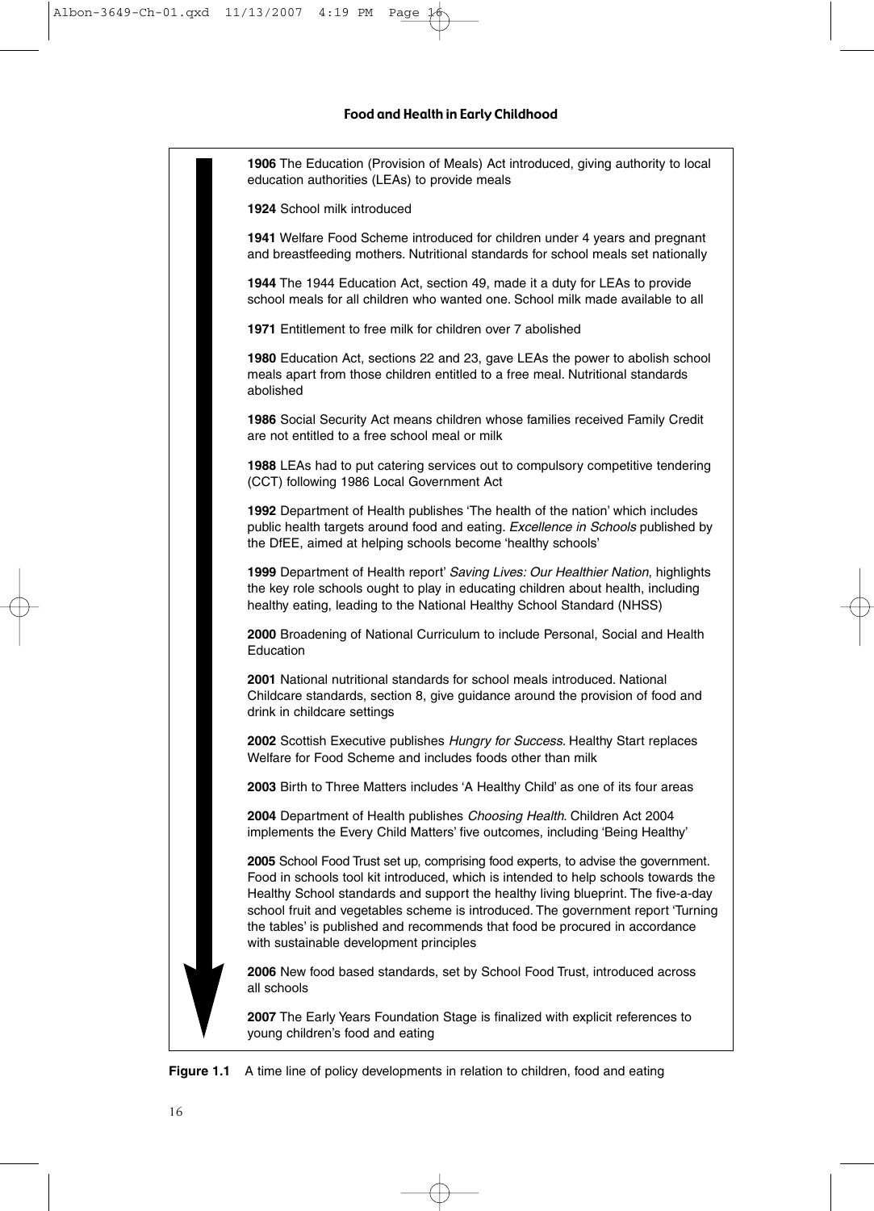**1906** The Education (Provision of Meals) Act introduced, giving authority to local education authorities (LEAs) to provide meals

**1924** School milk introduced

**1941** Welfare Food Scheme introduced for children under 4 years and pregnant and breastfeeding mothers. Nutritional standards for school meals set nationally

**1944** The 1944 Education Act, section 49, made it a duty for LEAs to provide school meals for all children who wanted one. School milk made available to all

**1971** Entitlement to free milk for children over 7 abolished

**1980** Education Act, sections 22 and 23, gave LEAs the power to abolish school meals apart from those children entitled to a free meal. Nutritional standards abolished

**1986** Social Security Act means children whose families received Family Credit are not entitled to a free school meal or milk

**1988** LEAs had to put catering services out to compulsory competitive tendering (CCT) following 1986 Local Government Act

**1992** Department of Health publishes 'The health of the nation' which includes public health targets around food and eating. *Excellence in Schools* published by the DfEE, aimed at helping schools become 'healthy schools'

**1999** Department of Health report' *Saving Lives: Our Healthier Nation*, highlights the key role schools ought to play in educating children about health, including healthy eating, leading to the National Healthy School Standard (NHSS)

**2000** Broadening of National Curriculum to include Personal, Social and Health Education

**2001** National nutritional standards for school meals introduced. National Childcare standards, section 8, give guidance around the provision of food and drink in childcare settings

**2002** Scottish Executive publishes *Hungry for Success*. Healthy Start replaces Welfare for Food Scheme and includes foods other than milk

**2003** Birth to Three Matters includes 'A Healthy Child' as one of its four areas

**2004** Department of Health publishes *Choosing Health*. Children Act 2004 implements the Every Child Matters' five outcomes, including 'Being Healthy'

**2005** School Food Trust set up, comprising food experts, to advise the government. Food in schools tool kit introduced, which is intended to help schools towards the Healthy School standards and support the healthy living blueprint. The five-a-day school fruit and vegetables scheme is introduced. The government report 'Turning the tables' is published and recommends that food be procured in accordance with sustainable development principles

**2006** New food based standards, set by School Food Trust, introduced across all schools

**2007** The Early Years Foundation Stage is finalized with explicit references to young children's food and eating

**Figure 1.1** A time line of policy developments in relation to children, food and eating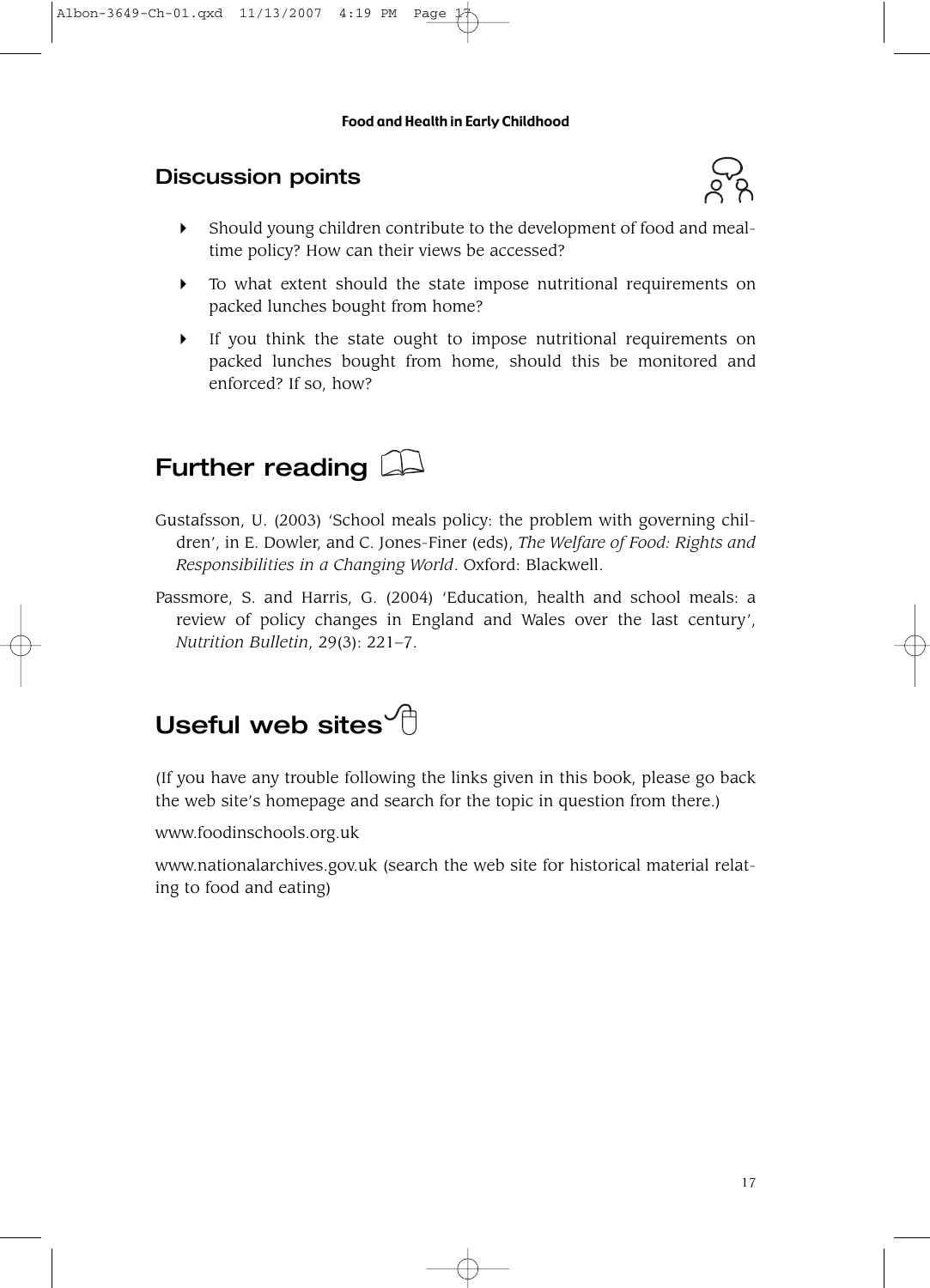## Discussion points

- Should young children contribute to the development of food and meal-time policy? How can their views be accessed?
- To what extent should the state impose nutritional requirements on packed lunches bought from home?
- If you think the state ought to impose nutritional requirements on packed lunches bought from home, should this be monitored and enforced? If so, how?

## Further reading

Gustafsson, U. (2003) 'School meals policy: the problem with governing children', in E. Dowler, and C. Jones-Finer (eds), *The Welfare of Food: Rights and Responsibilities in a Changing World*. Oxford: Blackwell.

Passmore, S. and Harris, G. (2004) 'Education, health and school meals: a review of policy changes in England and Wales over the last century', *Nutrition Bulletin*, 29(3): 221–7.

## Useful web sites

(If you have any trouble following the links given in this book, please go back the web site's homepage and search for the topic in question from there.)

www.foodinschools.org.uk

www.nationalarchives.gov.uk (search the web site for historical material relating to food and eating)